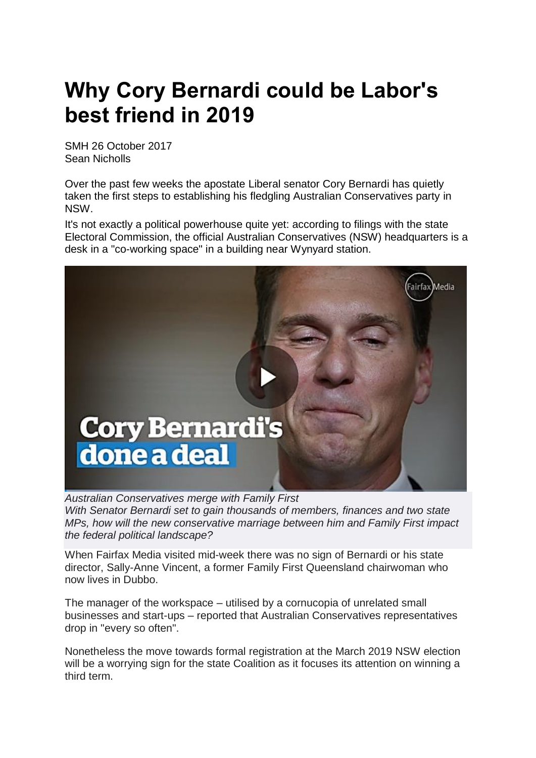# Why Cory Bernardi could be Labor's best friend in 2019

SMH 26 October 2017
Sean Nicholls

Over the past few weeks the apostate Liberal senator Cory Bernardi has quietly taken the first steps to establishing his fledgling Australian Conservatives party in NSW.

It's not exactly a political powerhouse quite yet: according to filings with the state Electoral Commission, the official Australian Conservatives (NSW) headquarters is a desk in a "co-working space" in a building near Wynyard station.

*Australian Conservatives merge with Family First*
*With Senator Bernardi set to gain thousands of members, finances and two state MPs, how will the new conservative marriage between him and Family First impact the federal political landscape?*

When Fairfax Media visited mid-week there was no sign of Bernardi or his state director, Sally-Anne Vincent, a former Family First Queensland chairwoman who now lives in Dubbo.

The manager of the workspace – utilised by a cornucopia of unrelated small businesses and start-ups – reported that Australian Conservatives representatives drop in "every so often".

Nonetheless the move towards formal registration at the March 2019 NSW election will be a worrying sign for the state Coalition as it focuses its attention on winning a third term.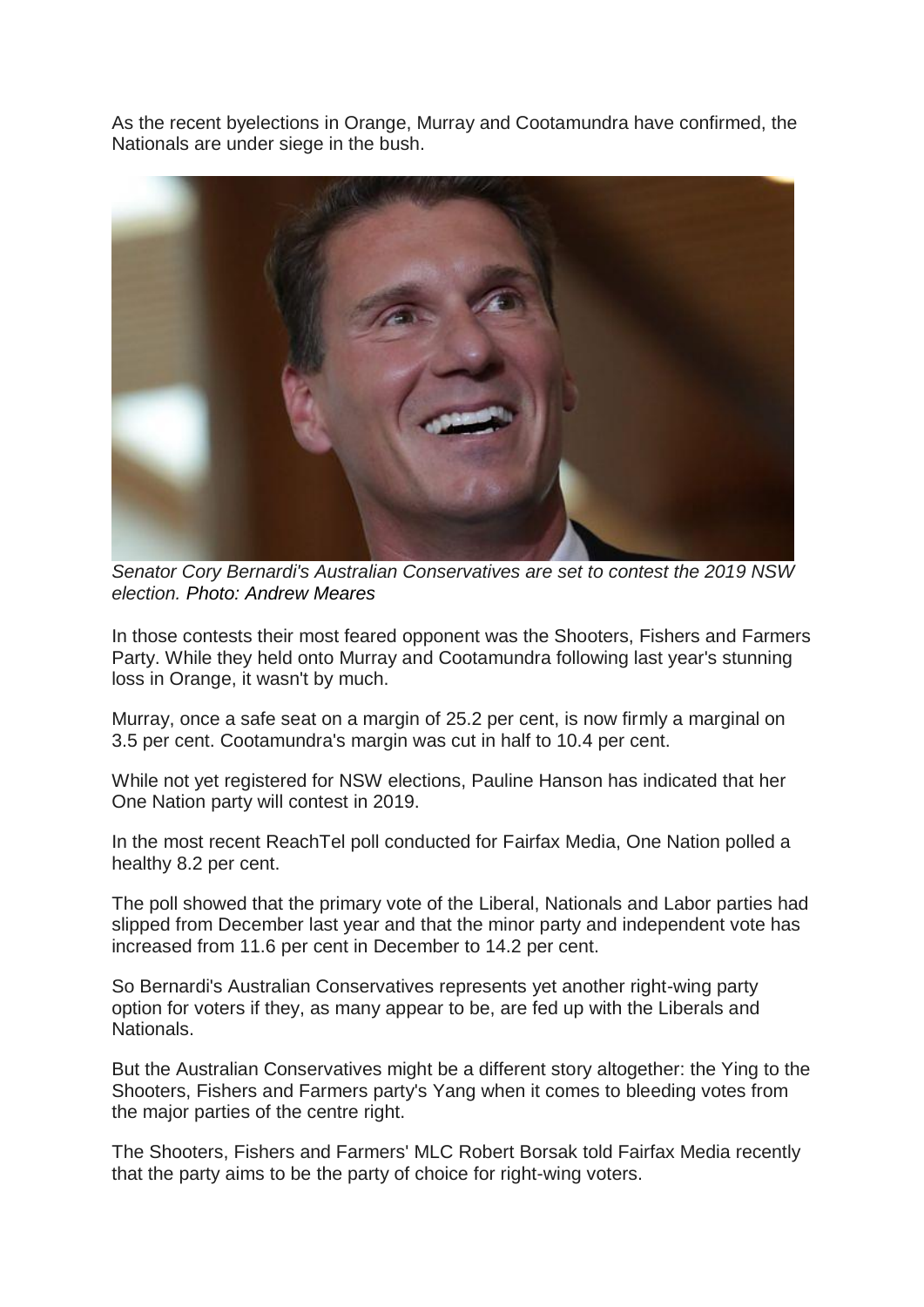As the recent byelections in Orange, Murray and Cootamundra have confirmed, the Nationals are under siege in the bush.

*Senator Cory Bernardi's Australian Conservatives are set to contest the 2019 NSW election. Photo: Andrew Meares*

In those contests their most feared opponent was the Shooters, Fishers and Farmers Party. While they held onto Murray and Cootamundra following last year's stunning loss in Orange, it wasn't by much.

Murray, once a safe seat on a margin of 25.2 per cent, is now firmly a marginal on 3.5 per cent. Cootamundra's margin was cut in half to 10.4 per cent.

While not yet registered for NSW elections, Pauline Hanson has indicated that her One Nation party will contest in 2019.

In the most recent ReachTel poll conducted for Fairfax Media, One Nation polled a healthy 8.2 per cent.

The poll showed that the primary vote of the Liberal, Nationals and Labor parties had slipped from December last year and that the minor party and independent vote has increased from 11.6 per cent in December to 14.2 per cent.

So Bernardi's Australian Conservatives represents yet another right-wing party option for voters if they, as many appear to be, are fed up with the Liberals and Nationals.

But the Australian Conservatives might be a different story altogether: the Ying to the Shooters, Fishers and Farmers party's Yang when it comes to bleeding votes from the major parties of the centre right.

The Shooters, Fishers and Farmers' MLC Robert Borsak told Fairfax Media recently that the party aims to be the party of choice for right-wing voters.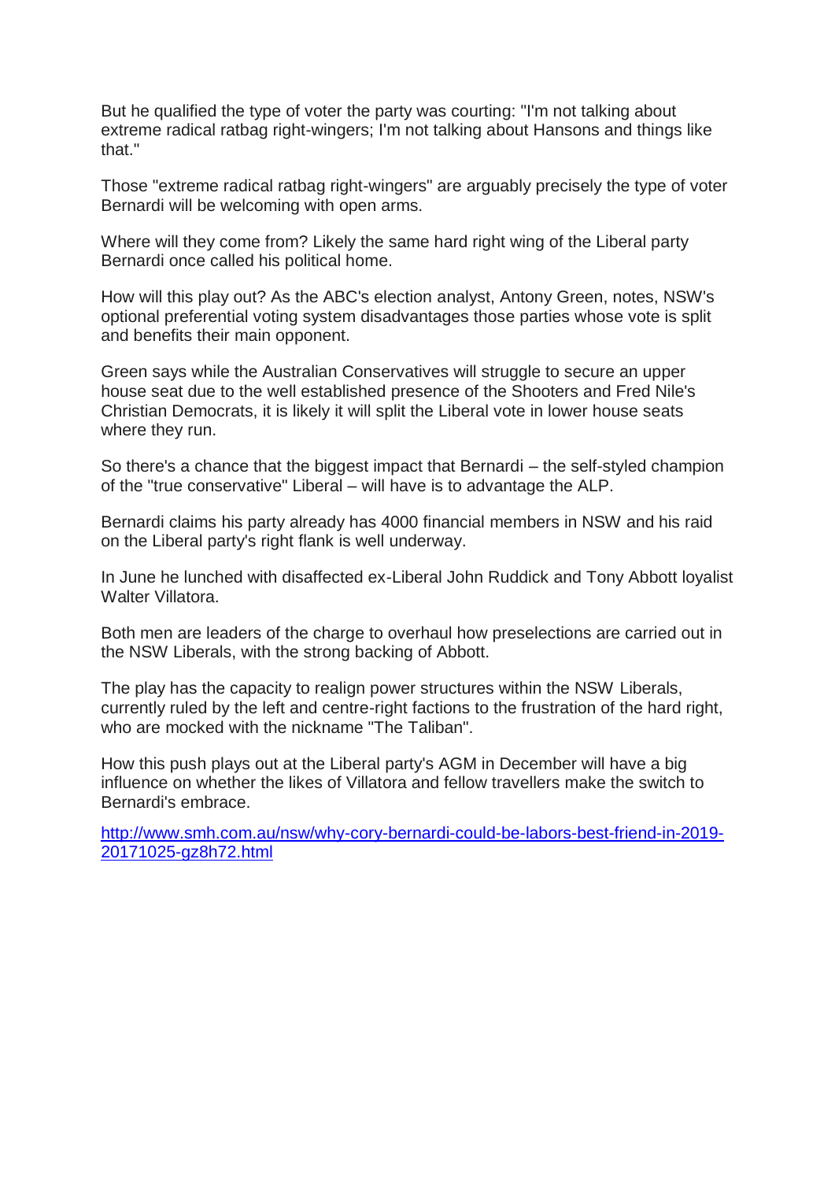But he qualified the type of voter the party was courting: "I'm not talking about extreme radical ratbag right-wingers; I'm not talking about Hansons and things like that."

Those "extreme radical ratbag right-wingers" are arguably precisely the type of voter Bernardi will be welcoming with open arms.

Where will they come from? Likely the same hard right wing of the Liberal party Bernardi once called his political home.

How will this play out? As the ABC's election analyst, Antony Green, notes, NSW's optional preferential voting system disadvantages those parties whose vote is split and benefits their main opponent.

Green says while the Australian Conservatives will struggle to secure an upper house seat due to the well established presence of the Shooters and Fred Nile's Christian Democrats, it is likely it will split the Liberal vote in lower house seats where they run.

So there's a chance that the biggest impact that Bernardi – the self-styled champion of the "true conservative" Liberal – will have is to advantage the ALP.

Bernardi claims his party already has 4000 financial members in NSW and his raid on the Liberal party's right flank is well underway.

In June he lunched with disaffected ex-Liberal John Ruddick and Tony Abbott loyalist Walter Villatora.

Both men are leaders of the charge to overhaul how preselections are carried out in the NSW Liberals, with the strong backing of Abbott.

The play has the capacity to realign power structures within the NSW Liberals, currently ruled by the left and centre-right factions to the frustration of the hard right, who are mocked with the nickname "The Taliban".

How this push plays out at the Liberal party's AGM in December will have a big influence on whether the likes of Villatora and fellow travellers make the switch to Bernardi's embrace.

[http://www.smh.com.au/nsw/why-cory-bernardi-could-be-labors-best-friend-in-2019-20171025-gz8h72.html](http://www.smh.com.au/nsw/why-cory-bernardi-could-be-labors-best-friend-in-2019-20171025-gz8h72.html)